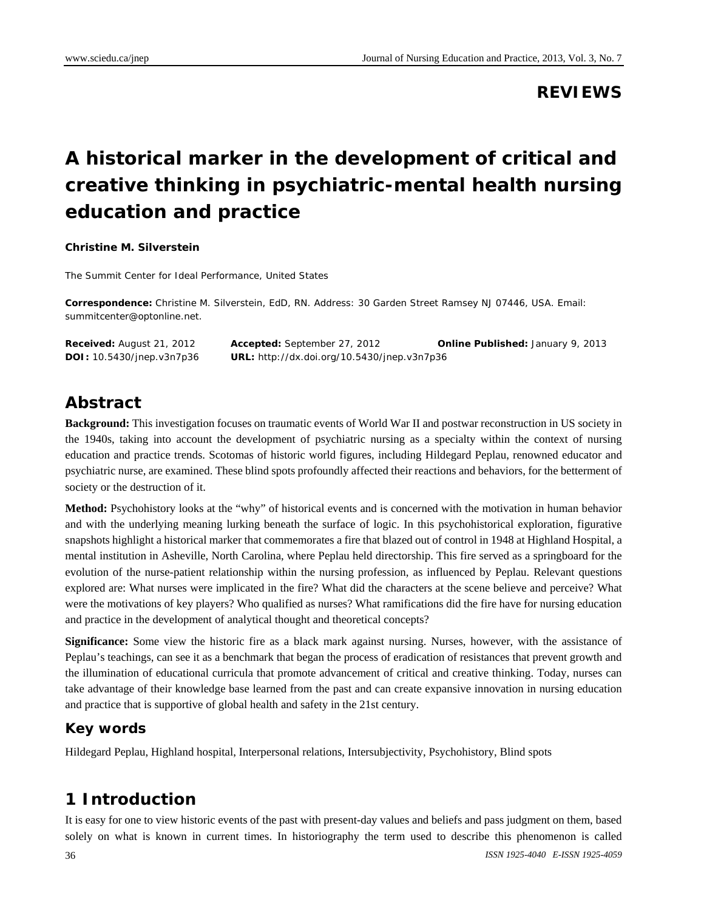**REVIEWS**

# A historical marker in the development of critical and creative thinking in psychiatric-mental health nursing education and practice

**Christine M. Silverstein**

The Summit Center for Ideal Performance, United States

**Correspondence:** Christine M. Silverstein, EdD, RN. Address: 30 Garden Street Ramsey NJ 07446, USA. Email: summitcenter@optonline.net.

**Received:** August 21, 2012 **Accepted:** September 27, 2012 **Online Published:** January 9, 2013
**DOI:** 10.5430/jnep.v3n7p36 **URL:** http://dx.doi.org/10.5430/jnep.v3n7p36

## Abstract

**Background:** This investigation focuses on traumatic events of World War II and postwar reconstruction in US society in the 1940s, taking into account the development of psychiatric nursing as a specialty within the context of nursing education and practice trends. Scotomas of historic world figures, including Hildegard Peplau, renowned educator and psychiatric nurse, are examined. These blind spots profoundly affected their reactions and behaviors, for the betterment of society or the destruction of it.

**Method:** Psychohistory looks at the "why" of historical events and is concerned with the motivation in human behavior and with the underlying meaning lurking beneath the surface of logic. In this psychohistorical exploration, figurative snapshots highlight a historical marker that commemorates a fire that blazed out of control in 1948 at Highland Hospital, a mental institution in Asheville, North Carolina, where Peplau held directorship. This fire served as a springboard for the evolution of the nurse-patient relationship within the nursing profession, as influenced by Peplau. Relevant questions explored are: What nurses were implicated in the fire? What did the characters at the scene believe and perceive? What were the motivations of key players? Who qualified as nurses? What ramifications did the fire have for nursing education and practice in the development of analytical thought and theoretical concepts?

**Significance:** Some view the historic fire as a black mark against nursing. Nurses, however, with the assistance of Peplau's teachings, can see it as a benchmark that began the process of eradication of resistances that prevent growth and the illumination of educational curricula that promote advancement of critical and creative thinking. Today, nurses can take advantage of their knowledge base learned from the past and can create expansive innovation in nursing education and practice that is supportive of global health and safety in the 21st century.

### Key words

Hildegard Peplau, Highland hospital, Interpersonal relations, Intersubjectivity, Psychohistory, Blind spots

## 1 Introduction

It is easy for one to view historic events of the past with present-day values and beliefs and pass judgment on them, based solely on what is known in current times. In historiography the term used to describe this phenomenon is called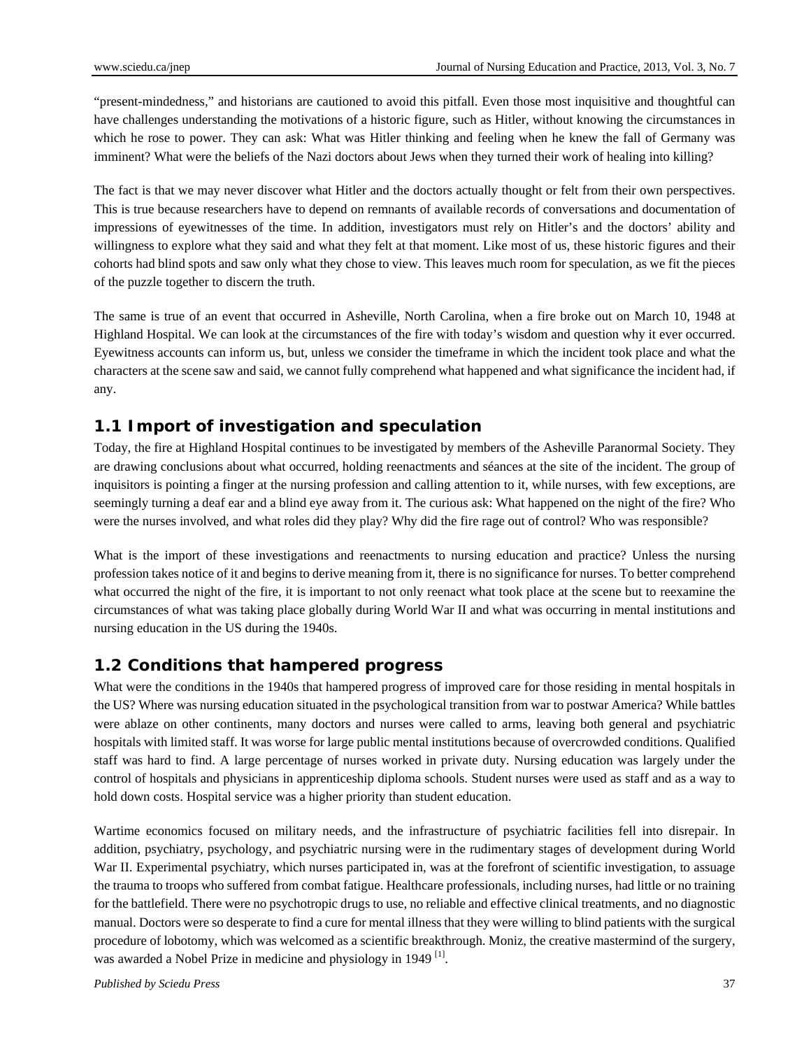"present-mindedness," and historians are cautioned to avoid this pitfall. Even those most inquisitive and thoughtful can have challenges understanding the motivations of a historic figure, such as Hitler, without knowing the circumstances in which he rose to power. They can ask: What was Hitler thinking and feeling when he knew the fall of Germany was imminent? What were the beliefs of the Nazi doctors about Jews when they turned their work of healing into killing?

The fact is that we may never discover what Hitler and the doctors actually thought or felt from their own perspectives. This is true because researchers have to depend on remnants of available records of conversations and documentation of impressions of eyewitnesses of the time. In addition, investigators must rely on Hitler's and the doctors' ability and willingness to explore what they said and what they felt at that moment. Like most of us, these historic figures and their cohorts had blind spots and saw only what they chose to view. This leaves much room for speculation, as we fit the pieces of the puzzle together to discern the truth.

The same is true of an event that occurred in Asheville, North Carolina, when a fire broke out on March 10, 1948 at Highland Hospital. We can look at the circumstances of the fire with today's wisdom and question why it ever occurred. Eyewitness accounts can inform us, but, unless we consider the timeframe in which the incident took place and what the characters at the scene saw and said, we cannot fully comprehend what happened and what significance the incident had, if any.

## 1.1 Import of investigation and speculation

Today, the fire at Highland Hospital continues to be investigated by members of the Asheville Paranormal Society. They are drawing conclusions about what occurred, holding reenactments and séances at the site of the incident. The group of inquisitors is pointing a finger at the nursing profession and calling attention to it, while nurses, with few exceptions, are seemingly turning a deaf ear and a blind eye away from it. The curious ask: What happened on the night of the fire? Who were the nurses involved, and what roles did they play? Why did the fire rage out of control? Who was responsible?

What is the import of these investigations and reenactments to nursing education and practice? Unless the nursing profession takes notice of it and begins to derive meaning from it, there is no significance for nurses. To better comprehend what occurred the night of the fire, it is important to not only reenact what took place at the scene but to reexamine the circumstances of what was taking place globally during World War II and what was occurring in mental institutions and nursing education in the US during the 1940s.

## 1.2 Conditions that hampered progress

What were the conditions in the 1940s that hampered progress of improved care for those residing in mental hospitals in the US? Where was nursing education situated in the psychological transition from war to postwar America? While battles were ablaze on other continents, many doctors and nurses were called to arms, leaving both general and psychiatric hospitals with limited staff. It was worse for large public mental institutions because of overcrowded conditions. Qualified staff was hard to find. A large percentage of nurses worked in private duty. Nursing education was largely under the control of hospitals and physicians in apprenticeship diploma schools. Student nurses were used as staff and as a way to hold down costs. Hospital service was a higher priority than student education.

Wartime economics focused on military needs, and the infrastructure of psychiatric facilities fell into disrepair. In addition, psychiatry, psychology, and psychiatric nursing were in the rudimentary stages of development during World War II. Experimental psychiatry, which nurses participated in, was at the forefront of scientific investigation, to assuage the trauma to troops who suffered from combat fatigue. Healthcare professionals, including nurses, had little or no training for the battlefield. There were no psychotropic drugs to use, no reliable and effective clinical treatments, and no diagnostic manual. Doctors were so desperate to find a cure for mental illness that they were willing to blind patients with the surgical procedure of lobotomy, which was welcomed as a scientific breakthrough. Moniz, the creative mastermind of the surgery, was awarded a Nobel Prize in medicine and physiology in 1949 [1].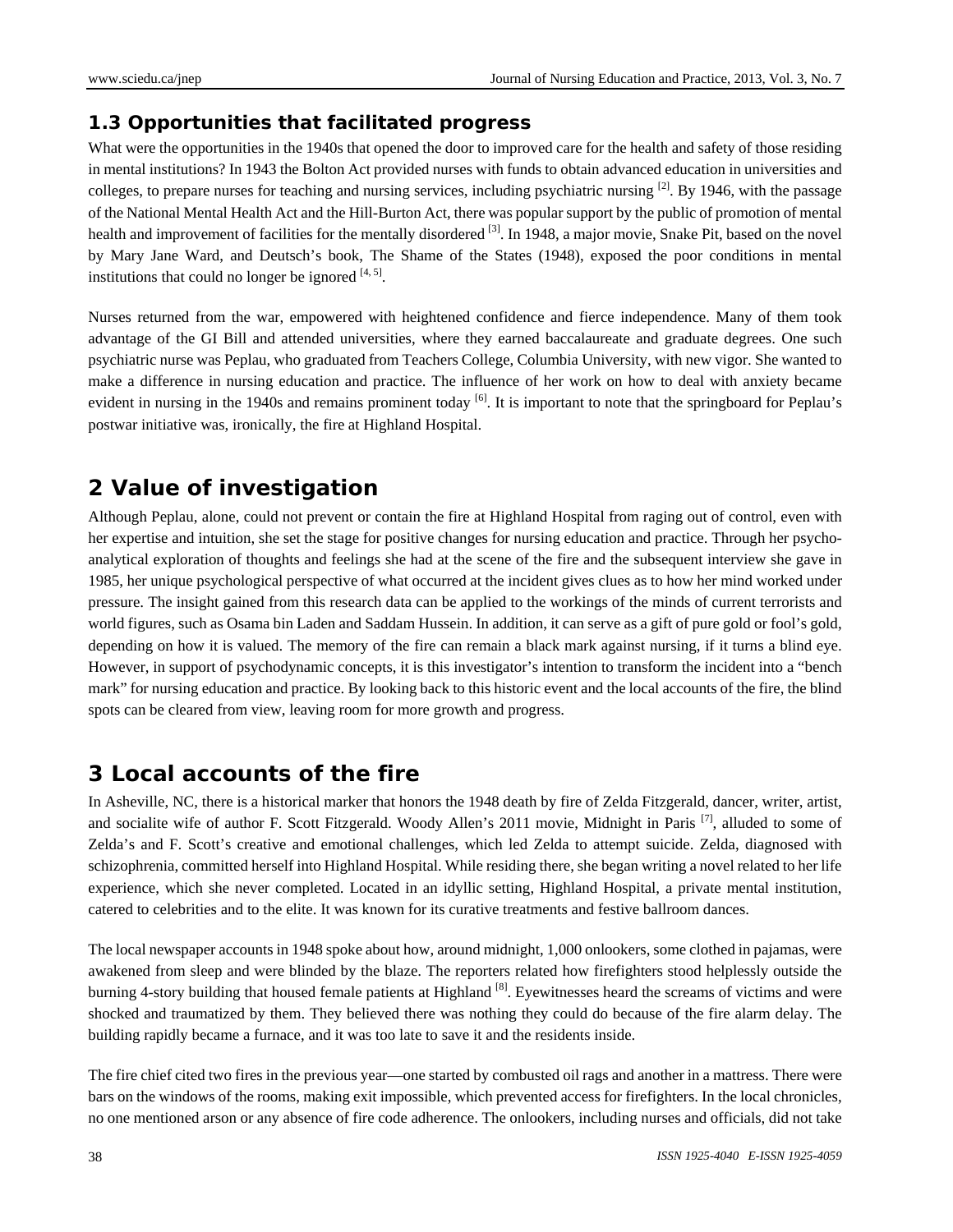### 1.3 Opportunities that facilitated progress

What were the opportunities in the 1940s that opened the door to improved care for the health and safety of those residing in mental institutions? In 1943 the Bolton Act provided nurses with funds to obtain advanced education in universities and colleges, to prepare nurses for teaching and nursing services, including psychiatric nursing [2]. By 1946, with the passage of the National Mental Health Act and the Hill-Burton Act, there was popular support by the public of promotion of mental health and improvement of facilities for the mentally disordered [3]. In 1948, a major movie, Snake Pit, based on the novel by Mary Jane Ward, and Deutsch's book, The Shame of the States (1948), exposed the poor conditions in mental institutions that could no longer be ignored [4, 5].

Nurses returned from the war, empowered with heightened confidence and fierce independence. Many of them took advantage of the GI Bill and attended universities, where they earned baccalaureate and graduate degrees. One such psychiatric nurse was Peplau, who graduated from Teachers College, Columbia University, with new vigor. She wanted to make a difference in nursing education and practice. The influence of her work on how to deal with anxiety became evident in nursing in the 1940s and remains prominent today [6]. It is important to note that the springboard for Peplau's postwar initiative was, ironically, the fire at Highland Hospital.

## 2 Value of investigation

Although Peplau, alone, could not prevent or contain the fire at Highland Hospital from raging out of control, even with her expertise and intuition, she set the stage for positive changes for nursing education and practice. Through her psycho-analytical exploration of thoughts and feelings she had at the scene of the fire and the subsequent interview she gave in 1985, her unique psychological perspective of what occurred at the incident gives clues as to how her mind worked under pressure. The insight gained from this research data can be applied to the workings of the minds of current terrorists and world figures, such as Osama bin Laden and Saddam Hussein. In addition, it can serve as a gift of pure gold or fool's gold, depending on how it is valued. The memory of the fire can remain a black mark against nursing, if it turns a blind eye. However, in support of psychodynamic concepts, it is this investigator's intention to transform the incident into a "bench mark" for nursing education and practice. By looking back to this historic event and the local accounts of the fire, the blind spots can be cleared from view, leaving room for more growth and progress.

## 3 Local accounts of the fire

In Asheville, NC, there is a historical marker that honors the 1948 death by fire of Zelda Fitzgerald, dancer, writer, artist, and socialite wife of author F. Scott Fitzgerald. Woody Allen's 2011 movie, Midnight in Paris [7], alluded to some of Zelda's and F. Scott's creative and emotional challenges, which led Zelda to attempt suicide. Zelda, diagnosed with schizophrenia, committed herself into Highland Hospital. While residing there, she began writing a novel related to her life experience, which she never completed. Located in an idyllic setting, Highland Hospital, a private mental institution, catered to celebrities and to the elite. It was known for its curative treatments and festive ballroom dances.

The local newspaper accounts in 1948 spoke about how, around midnight, 1,000 onlookers, some clothed in pajamas, were awakened from sleep and were blinded by the blaze. The reporters related how firefighters stood helplessly outside the burning 4-story building that housed female patients at Highland [8]. Eyewitnesses heard the screams of victims and were shocked and traumatized by them. They believed there was nothing they could do because of the fire alarm delay. The building rapidly became a furnace, and it was too late to save it and the residents inside.

The fire chief cited two fires in the previous year—one started by combusted oil rags and another in a mattress. There were bars on the windows of the rooms, making exit impossible, which prevented access for firefighters. In the local chronicles, no one mentioned arson or any absence of fire code adherence. The onlookers, including nurses and officials, did not take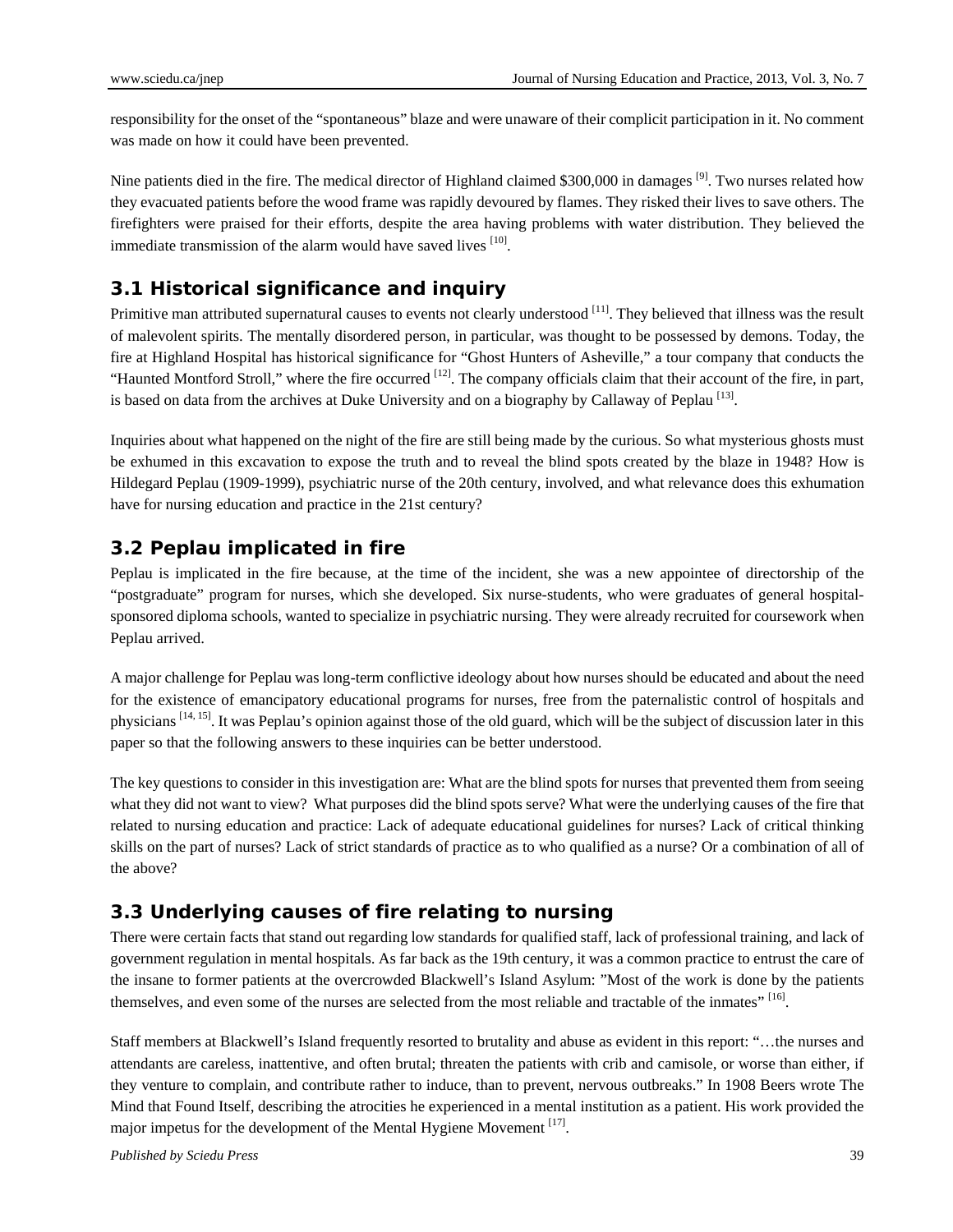responsibility for the onset of the "spontaneous" blaze and were unaware of their complicit participation in it. No comment was made on how it could have been prevented.

Nine patients died in the fire. The medical director of Highland claimed $300,000 in damages [9]. Two nurses related how they evacuated patients before the wood frame was rapidly devoured by flames. They risked their lives to save others. The firefighters were praised for their efforts, despite the area having problems with water distribution. They believed the immediate transmission of the alarm would have saved lives [10].

## 3.1 Historical significance and inquiry

Primitive man attributed supernatural causes to events not clearly understood [11]. They believed that illness was the result of malevolent spirits. The mentally disordered person, in particular, was thought to be possessed by demons. Today, the fire at Highland Hospital has historical significance for "Ghost Hunters of Asheville," a tour company that conducts the "Haunted Montford Stroll," where the fire occurred [12]. The company officials claim that their account of the fire, in part, is based on data from the archives at Duke University and on a biography by Callaway of Peplau [13].

Inquiries about what happened on the night of the fire are still being made by the curious. So what mysterious ghosts must be exhumed in this excavation to expose the truth and to reveal the blind spots created by the blaze in 1948? How is Hildegard Peplau (1909-1999), psychiatric nurse of the 20th century, involved, and what relevance does this exhumation have for nursing education and practice in the 21st century?

## 3.2 Peplau implicated in fire

Peplau is implicated in the fire because, at the time of the incident, she was a new appointee of directorship of the "postgraduate" program for nurses, which she developed. Six nurse-students, who were graduates of general hospital-sponsored diploma schools, wanted to specialize in psychiatric nursing. They were already recruited for coursework when Peplau arrived.

A major challenge for Peplau was long-term conflictive ideology about how nurses should be educated and about the need for the existence of emancipatory educational programs for nurses, free from the paternalistic control of hospitals and physicians [14, 15]. It was Peplau's opinion against those of the old guard, which will be the subject of discussion later in this paper so that the following answers to these inquiries can be better understood.

The key questions to consider in this investigation are: What are the blind spots for nurses that prevented them from seeing what they did not want to view? What purposes did the blind spots serve? What were the underlying causes of the fire that related to nursing education and practice: Lack of adequate educational guidelines for nurses? Lack of critical thinking skills on the part of nurses? Lack of strict standards of practice as to who qualified as a nurse? Or a combination of all of the above?

## 3.3 Underlying causes of fire relating to nursing

There were certain facts that stand out regarding low standards for qualified staff, lack of professional training, and lack of government regulation in mental hospitals. As far back as the 19th century, it was a common practice to entrust the care of the insane to former patients at the overcrowded Blackwell's Island Asylum: "Most of the work is done by the patients themselves, and even some of the nurses are selected from the most reliable and tractable of the inmates" [16].

Staff members at Blackwell's Island frequently resorted to brutality and abuse as evident in this report: "…the nurses and attendants are careless, inattentive, and often brutal; threaten the patients with crib and camisole, or worse than either, if they venture to complain, and contribute rather to induce, than to prevent, nervous outbreaks." In 1908 Beers wrote The Mind that Found Itself, describing the atrocities he experienced in a mental institution as a patient. His work provided the major impetus for the development of the Mental Hygiene Movement [17].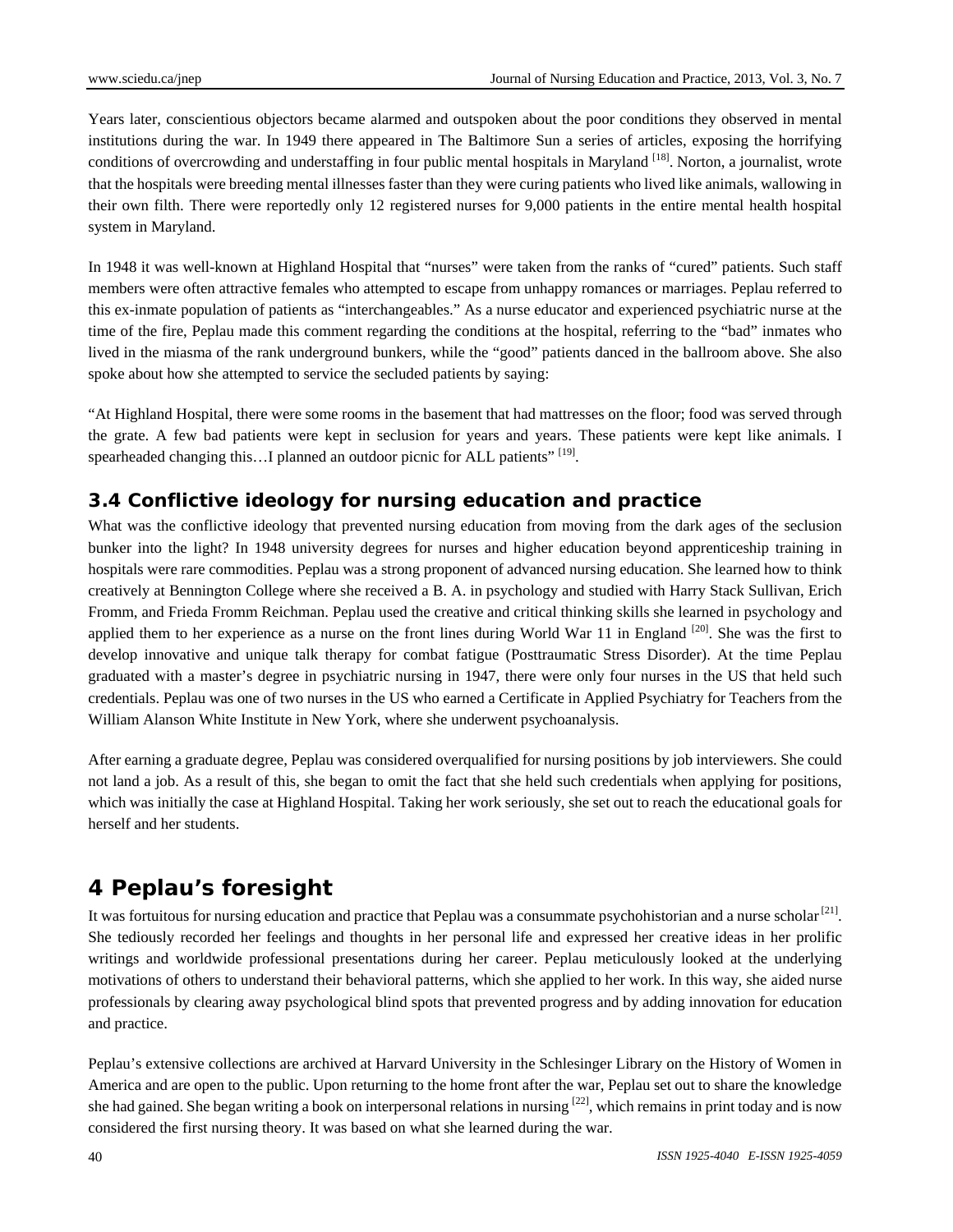Years later, conscientious objectors became alarmed and outspoken about the poor conditions they observed in mental institutions during the war. In 1949 there appeared in The Baltimore Sun a series of articles, exposing the horrifying conditions of overcrowding and understaffing in four public mental hospitals in Maryland [18]. Norton, a journalist, wrote that the hospitals were breeding mental illnesses faster than they were curing patients who lived like animals, wallowing in their own filth. There were reportedly only 12 registered nurses for 9,000 patients in the entire mental health hospital system in Maryland.

In 1948 it was well-known at Highland Hospital that "nurses" were taken from the ranks of "cured" patients. Such staff members were often attractive females who attempted to escape from unhappy romances or marriages. Peplau referred to this ex-inmate population of patients as "interchangeables." As a nurse educator and experienced psychiatric nurse at the time of the fire, Peplau made this comment regarding the conditions at the hospital, referring to the "bad" inmates who lived in the miasma of the rank underground bunkers, while the "good" patients danced in the ballroom above. She also spoke about how she attempted to service the secluded patients by saying:

"At Highland Hospital, there were some rooms in the basement that had mattresses on the floor; food was served through the grate. A few bad patients were kept in seclusion for years and years. These patients were kept like animals. I spearheaded changing this…I planned an outdoor picnic for ALL patients" [19].

### 3.4 Conflictive ideology for nursing education and practice

What was the conflictive ideology that prevented nursing education from moving from the dark ages of the seclusion bunker into the light? In 1948 university degrees for nurses and higher education beyond apprenticeship training in hospitals were rare commodities. Peplau was a strong proponent of advanced nursing education. She learned how to think creatively at Bennington College where she received a B. A. in psychology and studied with Harry Stack Sullivan, Erich Fromm, and Frieda Fromm Reichman. Peplau used the creative and critical thinking skills she learned in psychology and applied them to her experience as a nurse on the front lines during World War 11 in England [20]. She was the first to develop innovative and unique talk therapy for combat fatigue (Posttraumatic Stress Disorder). At the time Peplau graduated with a master's degree in psychiatric nursing in 1947, there were only four nurses in the US that held such credentials. Peplau was one of two nurses in the US who earned a Certificate in Applied Psychiatry for Teachers from the William Alanson White Institute in New York, where she underwent psychoanalysis.

After earning a graduate degree, Peplau was considered overqualified for nursing positions by job interviewers. She could not land a job. As a result of this, she began to omit the fact that she held such credentials when applying for positions, which was initially the case at Highland Hospital. Taking her work seriously, she set out to reach the educational goals for herself and her students.

## 4 Peplau's foresight

It was fortuitous for nursing education and practice that Peplau was a consummate psychohistorian and a nurse scholar [21]. She tediously recorded her feelings and thoughts in her personal life and expressed her creative ideas in her prolific writings and worldwide professional presentations during her career. Peplau meticulously looked at the underlying motivations of others to understand their behavioral patterns, which she applied to her work. In this way, she aided nurse professionals by clearing away psychological blind spots that prevented progress and by adding innovation for education and practice.

Peplau's extensive collections are archived at Harvard University in the Schlesinger Library on the History of Women in America and are open to the public. Upon returning to the home front after the war, Peplau set out to share the knowledge she had gained. She began writing a book on interpersonal relations in nursing [22], which remains in print today and is now considered the first nursing theory. It was based on what she learned during the war.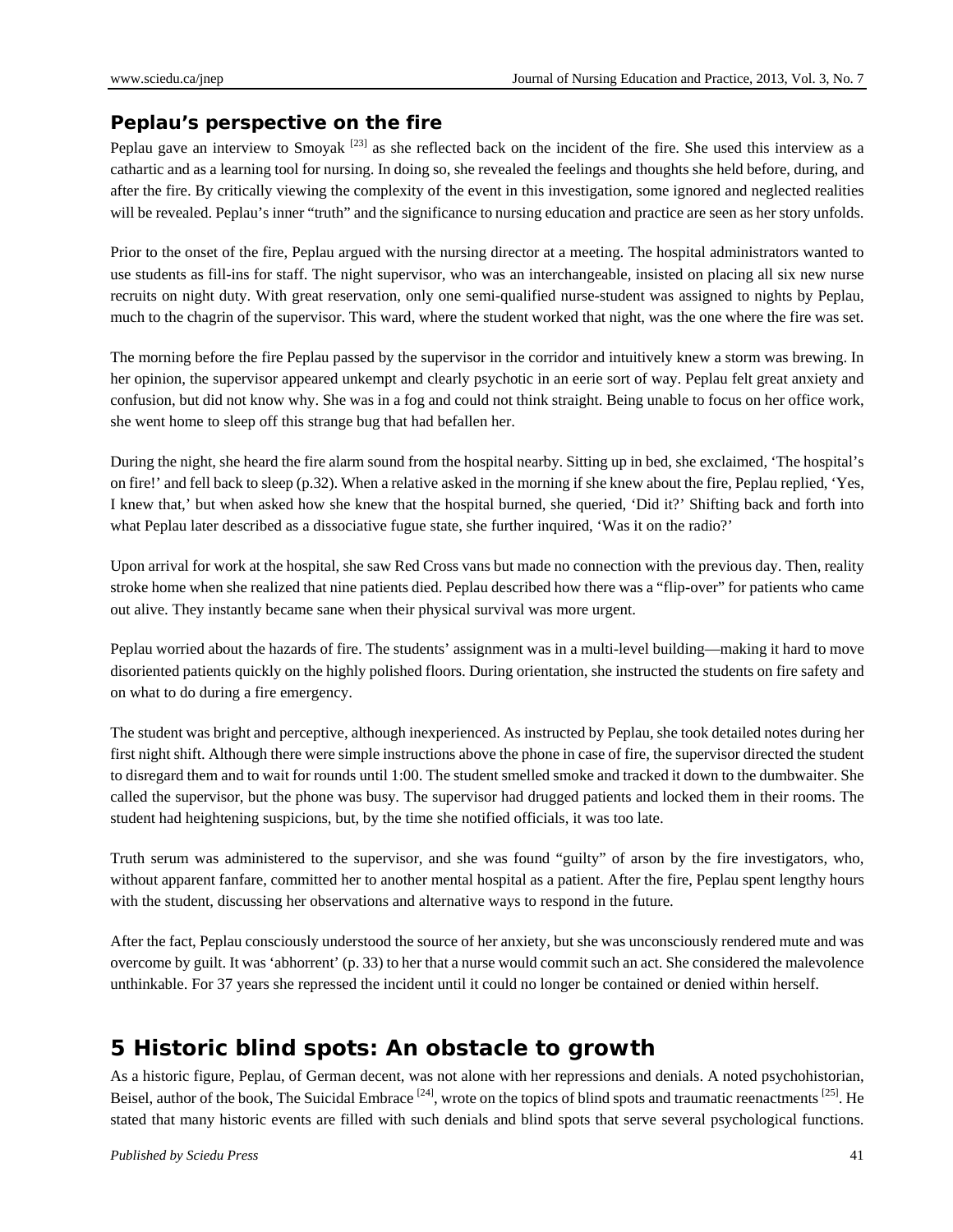## Peplau's perspective on the fire

Peplau gave an interview to Smoyak [23] as she reflected back on the incident of the fire. She used this interview as a cathartic and as a learning tool for nursing. In doing so, she revealed the feelings and thoughts she held before, during, and after the fire. By critically viewing the complexity of the event in this investigation, some ignored and neglected realities will be revealed. Peplau's inner "truth" and the significance to nursing education and practice are seen as her story unfolds.

Prior to the onset of the fire, Peplau argued with the nursing director at a meeting. The hospital administrators wanted to use students as fill-ins for staff. The night supervisor, who was an interchangeable, insisted on placing all six new nurse recruits on night duty. With great reservation, only one semi-qualified nurse-student was assigned to nights by Peplau, much to the chagrin of the supervisor. This ward, where the student worked that night, was the one where the fire was set.

The morning before the fire Peplau passed by the supervisor in the corridor and intuitively knew a storm was brewing. In her opinion, the supervisor appeared unkempt and clearly psychotic in an eerie sort of way. Peplau felt great anxiety and confusion, but did not know why. She was in a fog and could not think straight. Being unable to focus on her office work, she went home to sleep off this strange bug that had befallen her.

During the night, she heard the fire alarm sound from the hospital nearby. Sitting up in bed, she exclaimed, 'The hospital's on fire!' and fell back to sleep (p.32). When a relative asked in the morning if she knew about the fire, Peplau replied, 'Yes, I knew that,' but when asked how she knew that the hospital burned, she queried, 'Did it?' Shifting back and forth into what Peplau later described as a dissociative fugue state, she further inquired, 'Was it on the radio?'

Upon arrival for work at the hospital, she saw Red Cross vans but made no connection with the previous day. Then, reality stroke home when she realized that nine patients died. Peplau described how there was a "flip-over" for patients who came out alive. They instantly became sane when their physical survival was more urgent.

Peplau worried about the hazards of fire. The students' assignment was in a multi-level building—making it hard to move disoriented patients quickly on the highly polished floors. During orientation, she instructed the students on fire safety and on what to do during a fire emergency.

The student was bright and perceptive, although inexperienced. As instructed by Peplau, she took detailed notes during her first night shift. Although there were simple instructions above the phone in case of fire, the supervisor directed the student to disregard them and to wait for rounds until 1:00. The student smelled smoke and tracked it down to the dumbwaiter. She called the supervisor, but the phone was busy. The supervisor had drugged patients and locked them in their rooms. The student had heightening suspicions, but, by the time she notified officials, it was too late.

Truth serum was administered to the supervisor, and she was found "guilty" of arson by the fire investigators, who, without apparent fanfare, committed her to another mental hospital as a patient. After the fire, Peplau spent lengthy hours with the student, discussing her observations and alternative ways to respond in the future.

After the fact, Peplau consciously understood the source of her anxiety, but she was unconsciously rendered mute and was overcome by guilt. It was 'abhorrent' (p. 33) to her that a nurse would commit such an act. She considered the malevolence unthinkable. For 37 years she repressed the incident until it could no longer be contained or denied within herself.

# 5 Historic blind spots: An obstacle to growth

As a historic figure, Peplau, of German decent, was not alone with her repressions and denials. A noted psychohistorian, Beisel, author of the book, The Suicidal Embrace [24], wrote on the topics of blind spots and traumatic reenactments [25]. He stated that many historic events are filled with such denials and blind spots that serve several psychological functions.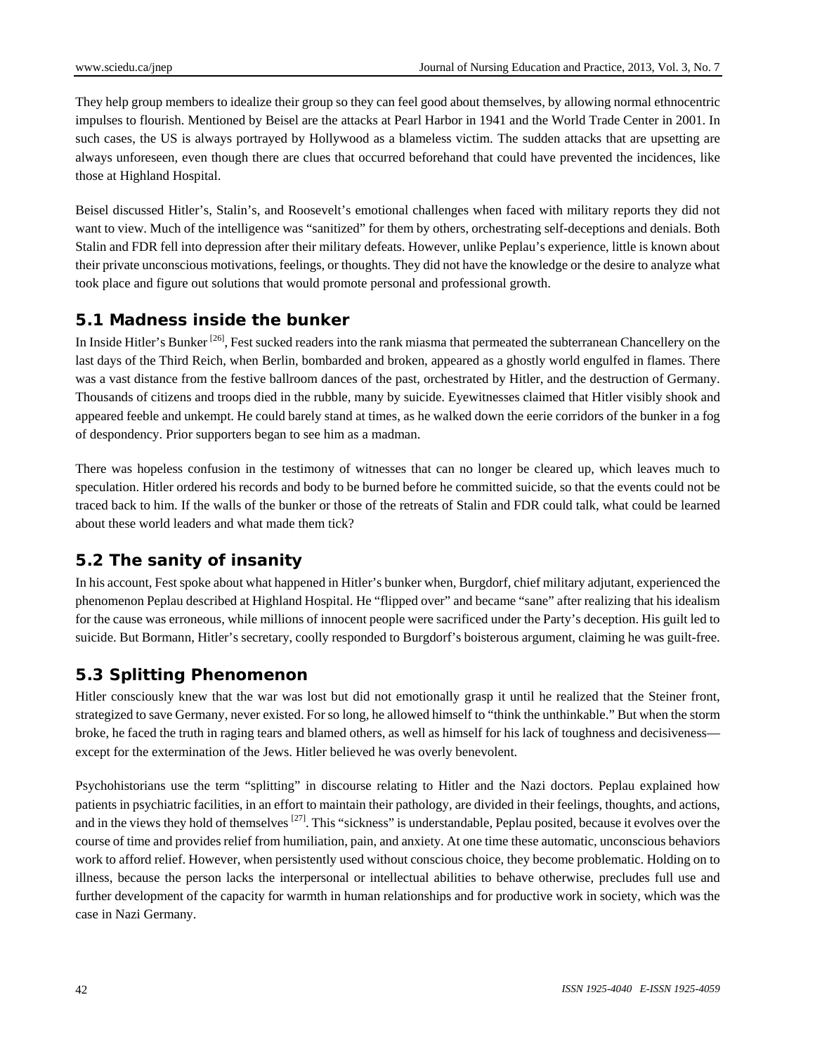They help group members to idealize their group so they can feel good about themselves, by allowing normal ethnocentric impulses to flourish. Mentioned by Beisel are the attacks at Pearl Harbor in 1941 and the World Trade Center in 2001. In such cases, the US is always portrayed by Hollywood as a blameless victim. The sudden attacks that are upsetting are always unforeseen, even though there are clues that occurred beforehand that could have prevented the incidences, like those at Highland Hospital.

Beisel discussed Hitler's, Stalin's, and Roosevelt's emotional challenges when faced with military reports they did not want to view. Much of the intelligence was "sanitized" for them by others, orchestrating self-deceptions and denials. Both Stalin and FDR fell into depression after their military defeats. However, unlike Peplau's experience, little is known about their private unconscious motivations, feelings, or thoughts. They did not have the knowledge or the desire to analyze what took place and figure out solutions that would promote personal and professional growth.

## 5.1 Madness inside the bunker

In Inside Hitler's Bunker [26], Fest sucked readers into the rank miasma that permeated the subterranean Chancellery on the last days of the Third Reich, when Berlin, bombarded and broken, appeared as a ghostly world engulfed in flames. There was a vast distance from the festive ballroom dances of the past, orchestrated by Hitler, and the destruction of Germany. Thousands of citizens and troops died in the rubble, many by suicide. Eyewitnesses claimed that Hitler visibly shook and appeared feeble and unkempt. He could barely stand at times, as he walked down the eerie corridors of the bunker in a fog of despondency. Prior supporters began to see him as a madman.

There was hopeless confusion in the testimony of witnesses that can no longer be cleared up, which leaves much to speculation. Hitler ordered his records and body to be burned before he committed suicide, so that the events could not be traced back to him. If the walls of the bunker or those of the retreats of Stalin and FDR could talk, what could be learned about these world leaders and what made them tick?

## 5.2 The sanity of insanity

In his account, Fest spoke about what happened in Hitler's bunker when, Burgdorf, chief military adjutant, experienced the phenomenon Peplau described at Highland Hospital. He "flipped over" and became "sane" after realizing that his idealism for the cause was erroneous, while millions of innocent people were sacrificed under the Party's deception. His guilt led to suicide. But Bormann, Hitler's secretary, coolly responded to Burgdorf's boisterous argument, claiming he was guilt-free.

## 5.3 Splitting Phenomenon

Hitler consciously knew that the war was lost but did not emotionally grasp it until he realized that the Steiner front, strategized to save Germany, never existed. For so long, he allowed himself to "think the unthinkable." But when the storm broke, he faced the truth in raging tears and blamed others, as well as himself for his lack of toughness and decisiveness—except for the extermination of the Jews. Hitler believed he was overly benevolent.

Psychohistorians use the term "splitting" in discourse relating to Hitler and the Nazi doctors. Peplau explained how patients in psychiatric facilities, in an effort to maintain their pathology, are divided in their feelings, thoughts, and actions, and in the views they hold of themselves [27]. This "sickness" is understandable, Peplau posited, because it evolves over the course of time and provides relief from humiliation, pain, and anxiety. At one time these automatic, unconscious behaviors work to afford relief. However, when persistently used without conscious choice, they become problematic. Holding on to illness, because the person lacks the interpersonal or intellectual abilities to behave otherwise, precludes full use and further development of the capacity for warmth in human relationships and for productive work in society, which was the case in Nazi Germany.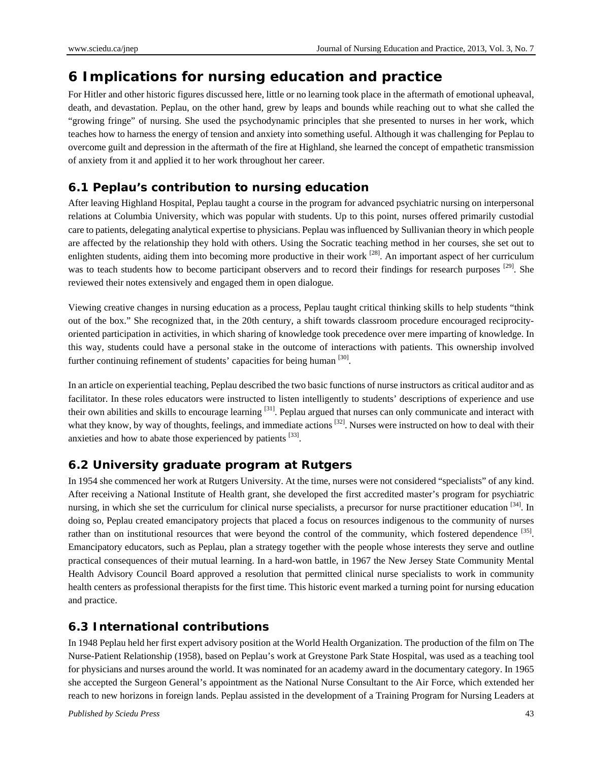## 6 Implications for nursing education and practice

For Hitler and other historic figures discussed here, little or no learning took place in the aftermath of emotional upheaval, death, and devastation. Peplau, on the other hand, grew by leaps and bounds while reaching out to what she called the "growing fringe" of nursing. She used the psychodynamic principles that she presented to nurses in her work, which teaches how to harness the energy of tension and anxiety into something useful. Although it was challenging for Peplau to overcome guilt and depression in the aftermath of the fire at Highland, she learned the concept of empathetic transmission of anxiety from it and applied it to her work throughout her career.

### 6.1 Peplau's contribution to nursing education

After leaving Highland Hospital, Peplau taught a course in the program for advanced psychiatric nursing on interpersonal relations at Columbia University, which was popular with students. Up to this point, nurses offered primarily custodial care to patients, delegating analytical expertise to physicians. Peplau was influenced by Sullivanian theory in which people are affected by the relationship they hold with others. Using the Socratic teaching method in her courses, she set out to enlighten students, aiding them into becoming more productive in their work [28]. An important aspect of her curriculum was to teach students how to become participant observers and to record their findings for research purposes [29]. She reviewed their notes extensively and engaged them in open dialogue.

Viewing creative changes in nursing education as a process, Peplau taught critical thinking skills to help students "think out of the box." She recognized that, in the 20th century, a shift towards classroom procedure encouraged reciprocity-oriented participation in activities, in which sharing of knowledge took precedence over mere imparting of knowledge. In this way, students could have a personal stake in the outcome of interactions with patients. This ownership involved further continuing refinement of students' capacities for being human [30].

In an article on experiential teaching, Peplau described the two basic functions of nurse instructors as critical auditor and as facilitator. In these roles educators were instructed to listen intelligently to students' descriptions of experience and use their own abilities and skills to encourage learning [31]. Peplau argued that nurses can only communicate and interact with what they know, by way of thoughts, feelings, and immediate actions [32]. Nurses were instructed on how to deal with their anxieties and how to abate those experienced by patients [33].

### 6.2 University graduate program at Rutgers

In 1954 she commenced her work at Rutgers University. At the time, nurses were not considered "specialists" of any kind. After receiving a National Institute of Health grant, she developed the first accredited master's program for psychiatric nursing, in which she set the curriculum for clinical nurse specialists, a precursor for nurse practitioner education [34]. In doing so, Peplau created emancipatory projects that placed a focus on resources indigenous to the community of nurses rather than on institutional resources that were beyond the control of the community, which fostered dependence [35]. Emancipatory educators, such as Peplau, plan a strategy together with the people whose interests they serve and outline practical consequences of their mutual learning. In a hard-won battle, in 1967 the New Jersey State Community Mental Health Advisory Council Board approved a resolution that permitted clinical nurse specialists to work in community health centers as professional therapists for the first time. This historic event marked a turning point for nursing education and practice.

### 6.3 International contributions

In 1948 Peplau held her first expert advisory position at the World Health Organization. The production of the film on The Nurse-Patient Relationship (1958), based on Peplau's work at Greystone Park State Hospital, was used as a teaching tool for physicians and nurses around the world. It was nominated for an academy award in the documentary category. In 1965 she accepted the Surgeon General's appointment as the National Nurse Consultant to the Air Force, which extended her reach to new horizons in foreign lands. Peplau assisted in the development of a Training Program for Nursing Leaders at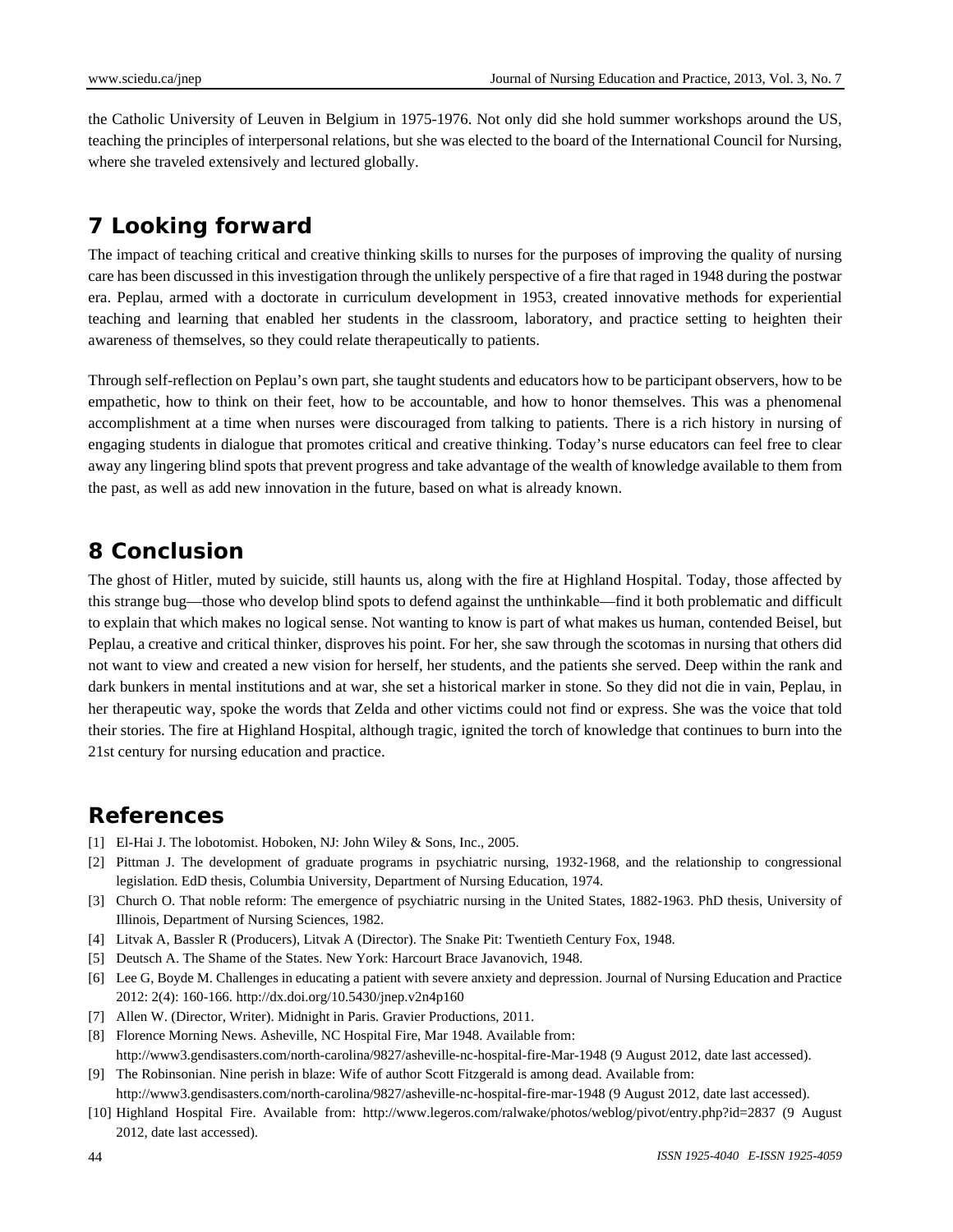the Catholic University of Leuven in Belgium in 1975-1976. Not only did she hold summer workshops around the US, teaching the principles of interpersonal relations, but she was elected to the board of the International Council for Nursing, where she traveled extensively and lectured globally.

## 7 Looking forward

The impact of teaching critical and creative thinking skills to nurses for the purposes of improving the quality of nursing care has been discussed in this investigation through the unlikely perspective of a fire that raged in 1948 during the postwar era. Peplau, armed with a doctorate in curriculum development in 1953, created innovative methods for experiential teaching and learning that enabled her students in the classroom, laboratory, and practice setting to heighten their awareness of themselves, so they could relate therapeutically to patients.

Through self-reflection on Peplau's own part, she taught students and educators how to be participant observers, how to be empathetic, how to think on their feet, how to be accountable, and how to honor themselves. This was a phenomenal accomplishment at a time when nurses were discouraged from talking to patients. There is a rich history in nursing of engaging students in dialogue that promotes critical and creative thinking. Today's nurse educators can feel free to clear away any lingering blind spots that prevent progress and take advantage of the wealth of knowledge available to them from the past, as well as add new innovation in the future, based on what is already known.

## 8 Conclusion

The ghost of Hitler, muted by suicide, still haunts us, along with the fire at Highland Hospital. Today, those affected by this strange bug—those who develop blind spots to defend against the unthinkable—find it both problematic and difficult to explain that which makes no logical sense. Not wanting to know is part of what makes us human, contended Beisel, but Peplau, a creative and critical thinker, disproves his point. For her, she saw through the scotomas in nursing that others did not want to view and created a new vision for herself, her students, and the patients she served. Deep within the rank and dark bunkers in mental institutions and at war, she set a historical marker in stone. So they did not die in vain, Peplau, in her therapeutic way, spoke the words that Zelda and other victims could not find or express. She was the voice that told their stories. The fire at Highland Hospital, although tragic, ignited the torch of knowledge that continues to burn into the 21st century for nursing education and practice.

## References

[1] El-Hai J. The lobotomist. Hoboken, NJ: John Wiley & Sons, Inc., 2005.

[2] Pittman J. The development of graduate programs in psychiatric nursing, 1932-1968, and the relationship to congressional legislation. EdD thesis, Columbia University, Department of Nursing Education, 1974.

[3] Church O. That noble reform: The emergence of psychiatric nursing in the United States, 1882-1963. PhD thesis, University of Illinois, Department of Nursing Sciences, 1982.

[4] Litvak A, Bassler R (Producers), Litvak A (Director). The Snake Pit: Twentieth Century Fox, 1948.

[5] Deutsch A. The Shame of the States. New York: Harcourt Brace Javanovich, 1948.

[6] Lee G, Boyde M. Challenges in educating a patient with severe anxiety and depression. Journal of Nursing Education and Practice 2012: 2(4): 160-166. http://dx.doi.org/10.5430/jnep.v2n4p160

[7] Allen W. (Director, Writer). Midnight in Paris. Gravier Productions, 2011.

[8] Florence Morning News. Asheville, NC Hospital Fire, Mar 1948. Available from: http://www3.gendisasters.com/north-carolina/9827/asheville-nc-hospital-fire-Mar-1948 (9 August 2012, date last accessed).

[9] The Robinsonian. Nine perish in blaze: Wife of author Scott Fitzgerald is among dead. Available from: http://www3.gendisasters.com/north-carolina/9827/asheville-nc-hospital-fire-mar-1948 (9 August 2012, date last accessed).

[10] Highland Hospital Fire. Available from: http://www.legeros.com/ralwake/photos/weblog/pivot/entry.php?id=2837 (9 August 2012, date last accessed).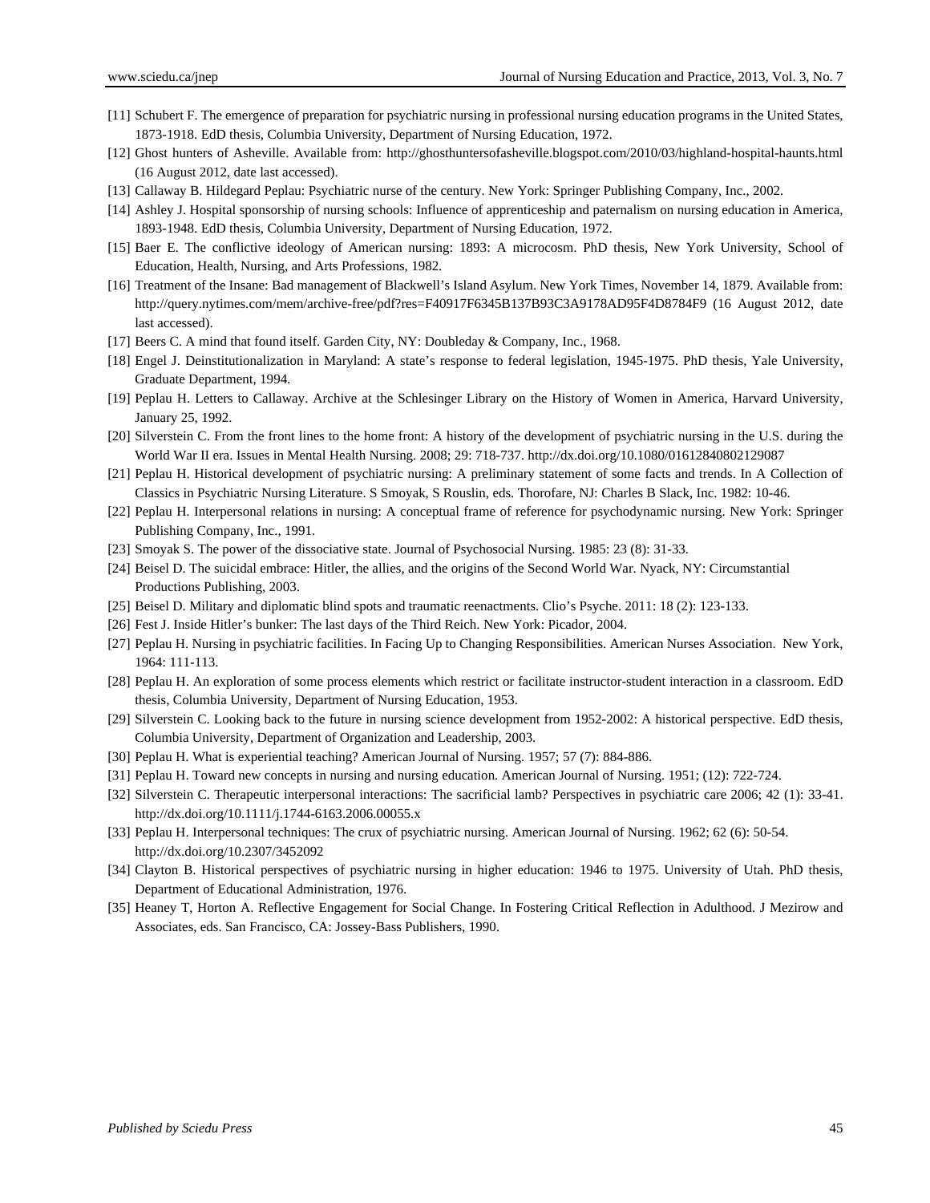[11] Schubert F. The emergence of preparation for psychiatric nursing in professional nursing education programs in the United States, 1873-1918. EdD thesis, Columbia University, Department of Nursing Education, 1972.

[12] Ghost hunters of Asheville. Available from: http://ghosthuntersofasheville.blogspot.com/2010/03/highland-hospital-haunts.html (16 August 2012, date last accessed).

[13] Callaway B. Hildegard Peplau: Psychiatric nurse of the century. New York: Springer Publishing Company, Inc., 2002.

[14] Ashley J. Hospital sponsorship of nursing schools: Influence of apprenticeship and paternalism on nursing education in America, 1893-1948. EdD thesis, Columbia University, Department of Nursing Education, 1972.

[15] Baer E. The conflictive ideology of American nursing: 1893: A microcosm. PhD thesis, New York University, School of Education, Health, Nursing, and Arts Professions, 1982.

[16] Treatment of the Insane: Bad management of Blackwell's Island Asylum. New York Times, November 14, 1879. Available from: http://query.nytimes.com/mem/archive-free/pdf?res=F40917F6345B137B93C3A9178AD95F4D8784F9 (16 August 2012, date last accessed).

[17] Beers C. A mind that found itself. Garden City, NY: Doubleday & Company, Inc., 1968.

[18] Engel J. Deinstitutionalization in Maryland: A state's response to federal legislation, 1945-1975. PhD thesis, Yale University, Graduate Department, 1994.

[19] Peplau H. Letters to Callaway. Archive at the Schlesinger Library on the History of Women in America, Harvard University, January 25, 1992.

[20] Silverstein C. From the front lines to the home front: A history of the development of psychiatric nursing in the U.S. during the World War II era. Issues in Mental Health Nursing. 2008; 29: 718-737. http://dx.doi.org/10.1080/01612840802129087

[21] Peplau H. Historical development of psychiatric nursing: A preliminary statement of some facts and trends. In A Collection of Classics in Psychiatric Nursing Literature. S Smoyak, S Rouslin, eds. Thorofare, NJ: Charles B Slack, Inc. 1982: 10-46.

[22] Peplau H. Interpersonal relations in nursing: A conceptual frame of reference for psychodynamic nursing. New York: Springer Publishing Company, Inc., 1991.

[23] Smoyak S. The power of the dissociative state. Journal of Psychosocial Nursing. 1985: 23 (8): 31-33.

[24] Beisel D. The suicidal embrace: Hitler, the allies, and the origins of the Second World War. Nyack, NY: Circumstantial Productions Publishing, 2003.

[25] Beisel D. Military and diplomatic blind spots and traumatic reenactments. Clio's Psyche. 2011: 18 (2): 123-133.

[26] Fest J. Inside Hitler's bunker: The last days of the Third Reich. New York: Picador, 2004.

[27] Peplau H. Nursing in psychiatric facilities. In Facing Up to Changing Responsibilities. American Nurses Association. New York, 1964: 111-113.

[28] Peplau H. An exploration of some process elements which restrict or facilitate instructor-student interaction in a classroom. EdD thesis, Columbia University, Department of Nursing Education, 1953.

[29] Silverstein C. Looking back to the future in nursing science development from 1952-2002: A historical perspective. EdD thesis, Columbia University, Department of Organization and Leadership, 2003.

[30] Peplau H. What is experiential teaching? American Journal of Nursing. 1957; 57 (7): 884-886.

[31] Peplau H. Toward new concepts in nursing and nursing education. American Journal of Nursing. 1951; (12): 722-724.

[32] Silverstein C. Therapeutic interpersonal interactions: The sacrificial lamb? Perspectives in psychiatric care 2006; 42 (1): 33-41. http://dx.doi.org/10.1111/j.1744-6163.2006.00055.x

[33] Peplau H. Interpersonal techniques: The crux of psychiatric nursing. American Journal of Nursing. 1962; 62 (6): 50-54. http://dx.doi.org/10.2307/3452092

[34] Clayton B. Historical perspectives of psychiatric nursing in higher education: 1946 to 1975. University of Utah. PhD thesis, Department of Educational Administration, 1976.

[35] Heaney T, Horton A. Reflective Engagement for Social Change. In Fostering Critical Reflection in Adulthood. J Mezirow and Associates, eds. San Francisco, CA: Jossey-Bass Publishers, 1990.